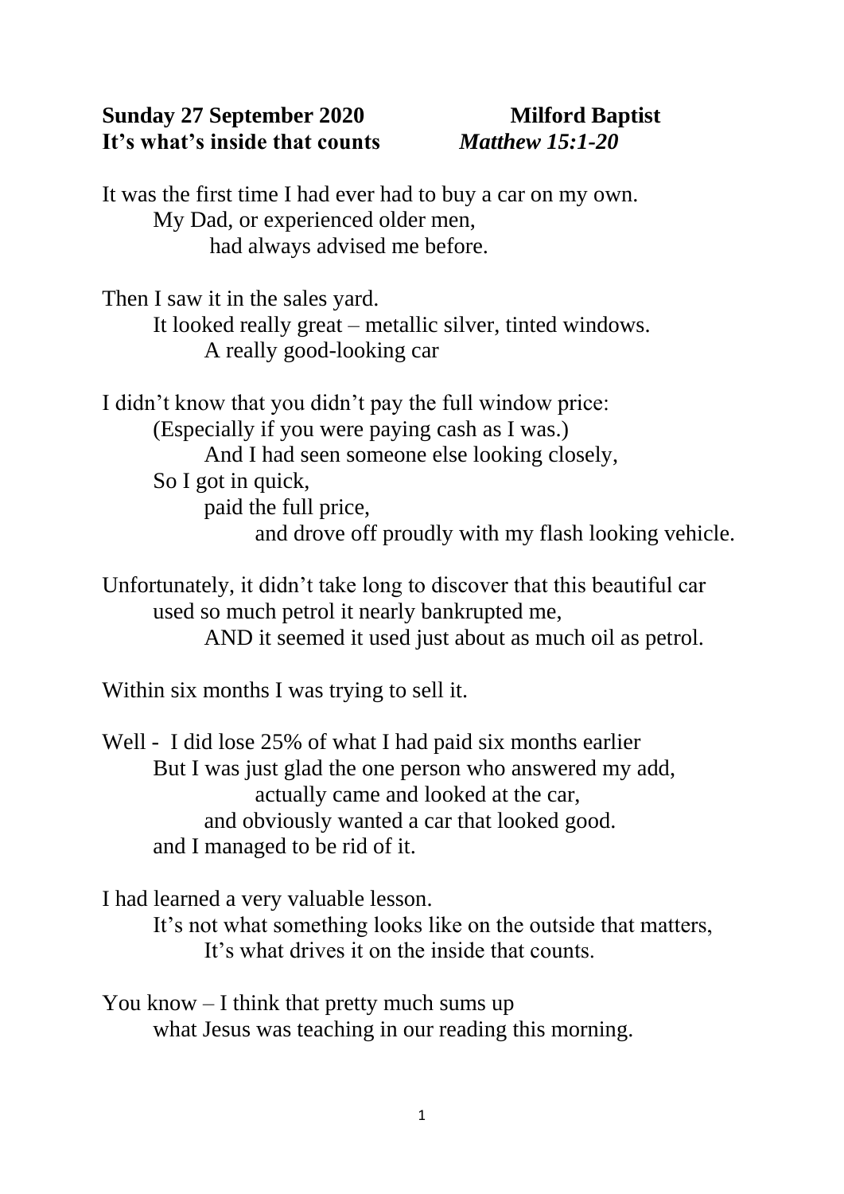**Sunday 27 September 2020** **Milford Baptist**
**It's what's inside that counts** ***Matthew 15:1-20***

It was the first time I had ever had to buy a car on my own.
My Dad, or experienced older men,
had always advised me before.

Then I saw it in the sales yard.
It looked really great – metallic silver, tinted windows.
A really good-looking car

I didn't know that you didn't pay the full window price:
(Especially if you were paying cash as I was.)
And I had seen someone else looking closely,
So I got in quick,
paid the full price,
and drove off proudly with my flash looking vehicle.

Unfortunately, it didn't take long to discover that this beautiful car
used so much petrol it nearly bankrupted me,
AND it seemed it used just about as much oil as petrol.

Within six months I was trying to sell it.

Well - I did lose 25% of what I had paid six months earlier
But I was just glad the one person who answered my add,
actually came and looked at the car,
and obviously wanted a car that looked good.
and I managed to be rid of it.

I had learned a very valuable lesson.
It's not what something looks like on the outside that matters,
It's what drives it on the inside that counts.

You know – I think that pretty much sums up
what Jesus was teaching in our reading this morning.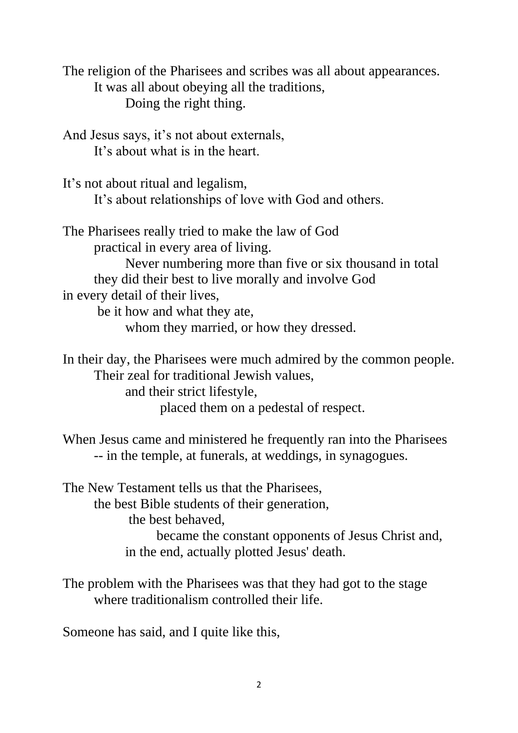The religion of the Pharisees and scribes was all about appearances.
It was all about obeying all the traditions,
Doing the right thing.

And Jesus says, it's not about externals,
It's about what is in the heart.

It's not about ritual and legalism,
It's about relationships of love with God and others.

The Pharisees really tried to make the law of God
practical in every area of living.
Never numbering more than five or six thousand in total
they did their best to live morally and involve God
in every detail of their lives,
be it how and what they ate,
whom they married, or how they dressed.

In their day, the Pharisees were much admired by the common people.
Their zeal for traditional Jewish values,
and their strict lifestyle,
placed them on a pedestal of respect.

When Jesus came and ministered he frequently ran into the Pharisees
-- in the temple, at funerals, at weddings, in synagogues.

The New Testament tells us that the Pharisees,
the best Bible students of their generation,
the best behaved,
became the constant opponents of Jesus Christ and,
in the end, actually plotted Jesus' death.

The problem with the Pharisees was that they had got to the stage
where traditionalism controlled their life.

Someone has said, and I quite like this,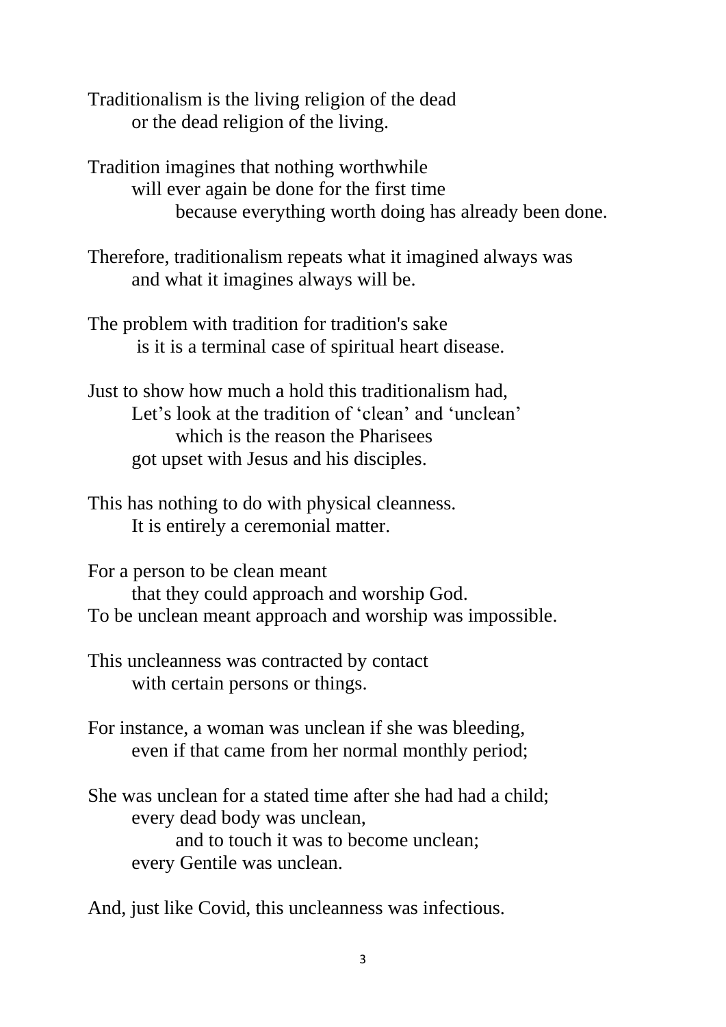Traditionalism is the living religion of the dead
or the dead religion of the living.

Tradition imagines that nothing worthwhile
will ever again be done for the first time
because everything worth doing has already been done.

Therefore, traditionalism repeats what it imagined always was
and what it imagines always will be.

The problem with tradition for tradition's sake
is it is a terminal case of spiritual heart disease.

Just to show how much a hold this traditionalism had,
Let's look at the tradition of 'clean' and 'unclean'
which is the reason the Pharisees
got upset with Jesus and his disciples.

This has nothing to do with physical cleanness.
It is entirely a ceremonial matter.

For a person to be clean meant
that they could approach and worship God.
To be unclean meant approach and worship was impossible.

This uncleanness was contracted by contact
with certain persons or things.

For instance, a woman was unclean if she was bleeding,
even if that came from her normal monthly period;

She was unclean for a stated time after she had had a child;
every dead body was unclean,
and to touch it was to become unclean;
every Gentile was unclean.

And, just like Covid, this uncleanness was infectious.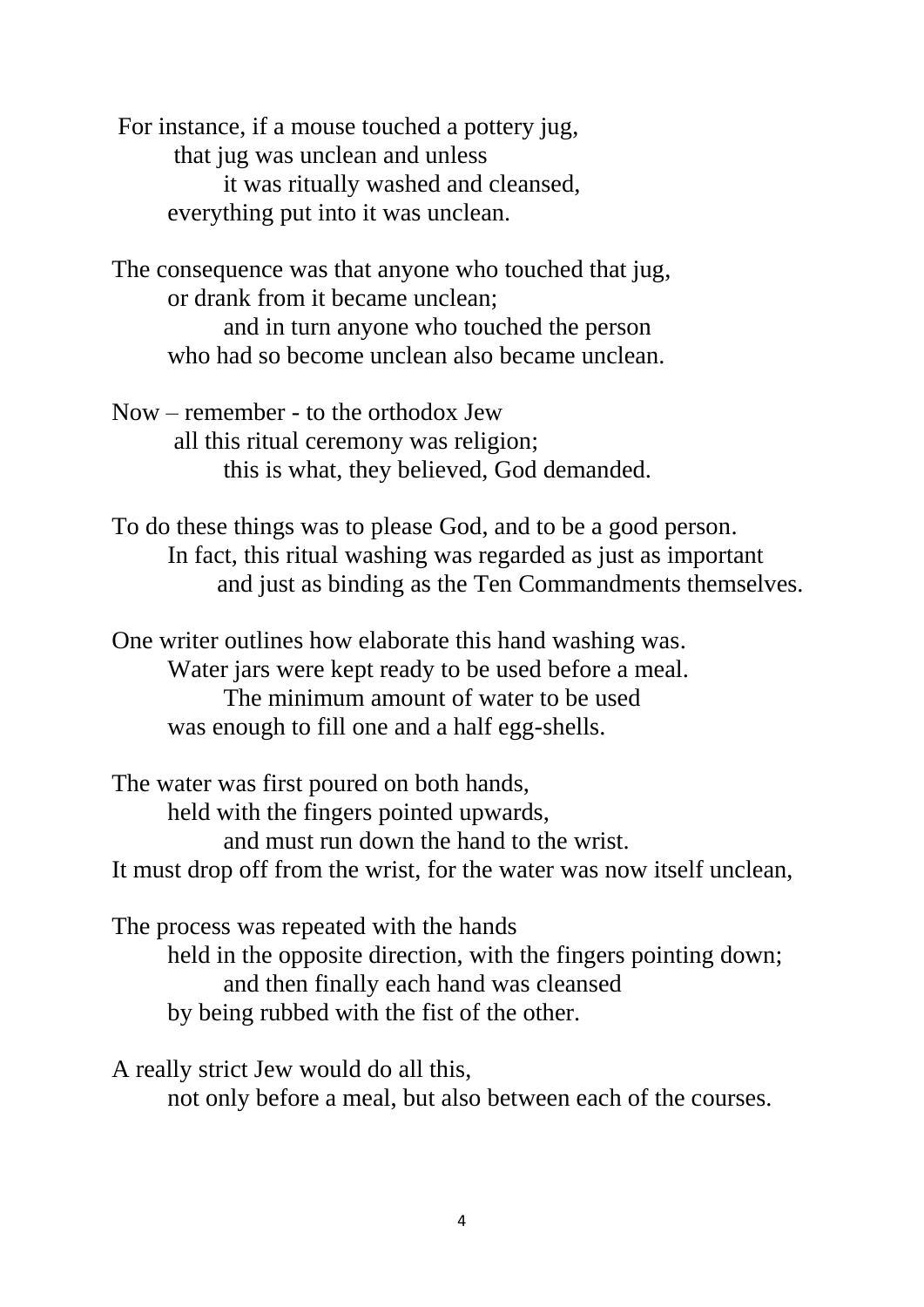For instance, if a mouse touched a pottery jug,
that jug was unclean and unless
it was ritually washed and cleansed,
everything put into it was unclean.

The consequence was that anyone who touched that jug,
or drank from it became unclean;
and in turn anyone who touched the person
who had so become unclean also became unclean.

Now – remember - to the orthodox Jew
all this ritual ceremony was religion;
this is what, they believed, God demanded.

To do these things was to please God, and to be a good person.
In fact, this ritual washing was regarded as just as important
and just as binding as the Ten Commandments themselves.

One writer outlines how elaborate this hand washing was.
Water jars were kept ready to be used before a meal.
The minimum amount of water to be used
was enough to fill one and a half egg-shells.

The water was first poured on both hands,
held with the fingers pointed upwards,
and must run down the hand to the wrist.
It must drop off from the wrist, for the water was now itself unclean,

The process was repeated with the hands
held in the opposite direction, with the fingers pointing down;
and then finally each hand was cleansed
by being rubbed with the fist of the other.

A really strict Jew would do all this,
not only before a meal, but also between each of the courses.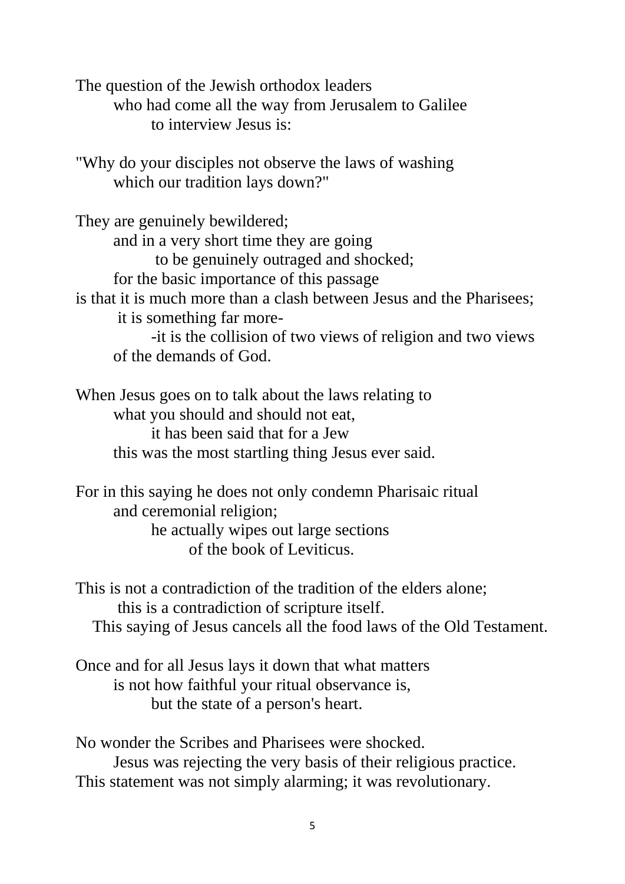The question of the Jewish orthodox leaders
who had come all the way from Jerusalem to Galilee
to interview Jesus is:

"Why do your disciples not observe the laws of washing
which our tradition lays down?"

They are genuinely bewildered;
and in a very short time they are going
to be genuinely outraged and shocked;
for the basic importance of this passage
is that it is much more than a clash between Jesus and the Pharisees;
it is something far more-
-it is the collision of two views of religion and two views
of the demands of God.

When Jesus goes on to talk about the laws relating to
what you should and should not eat,
it has been said that for a Jew
this was the most startling thing Jesus ever said.

For in this saying he does not only condemn Pharisaic ritual
and ceremonial religion;
he actually wipes out large sections
of the book of Leviticus.

This is not a contradiction of the tradition of the elders alone;
this is a contradiction of scripture itself.
This saying of Jesus cancels all the food laws of the Old Testament.

Once and for all Jesus lays it down that what matters
is not how faithful your ritual observance is,
but the state of a person's heart.

No wonder the Scribes and Pharisees were shocked.
Jesus was rejecting the very basis of their religious practice.
This statement was not simply alarming; it was revolutionary.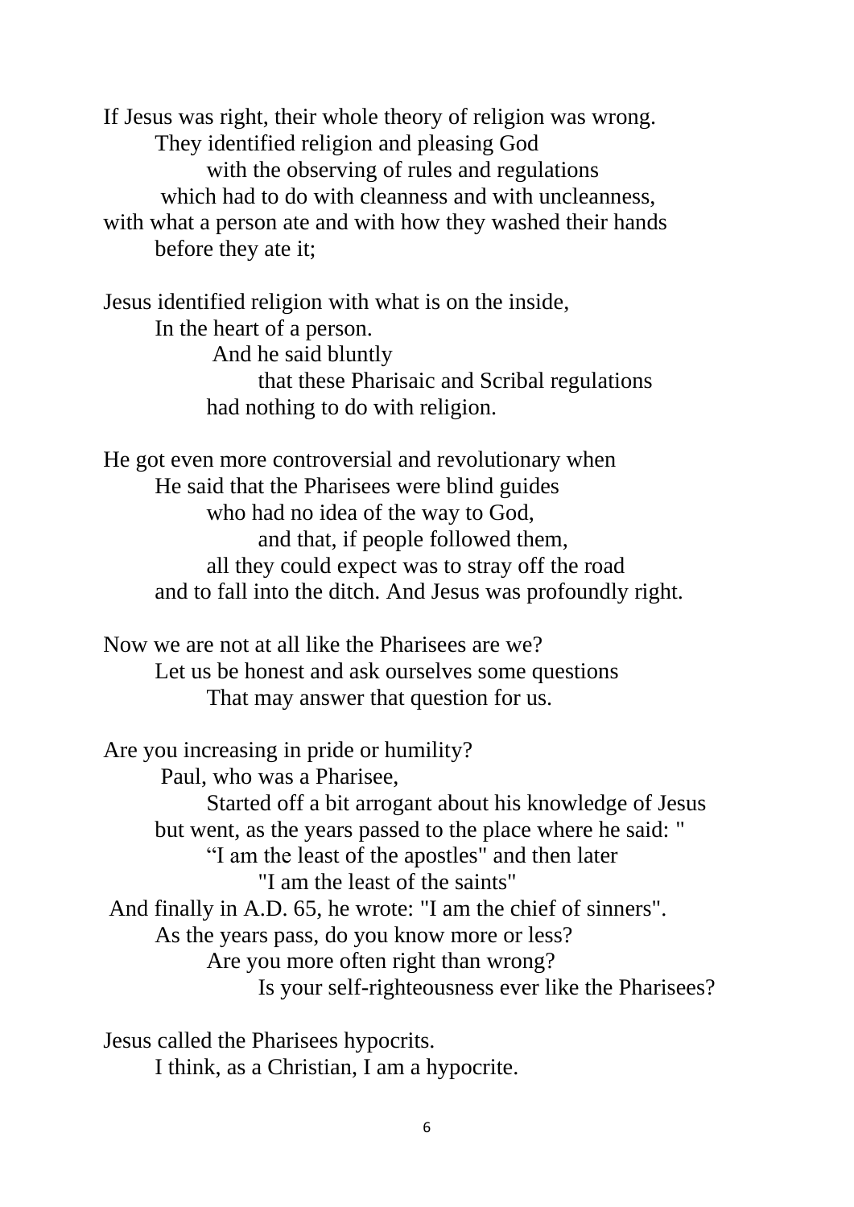If Jesus was right, their whole theory of religion was wrong.
They identified religion and pleasing God
with the observing of rules and regulations
which had to do with cleanness and with uncleanness,
with what a person ate and with how they washed their hands
before they ate it;

Jesus identified religion with what is on the inside,
In the heart of a person.
And he said bluntly
that these Pharisaic and Scribal regulations
had nothing to do with religion.

He got even more controversial and revolutionary when
He said that the Pharisees were blind guides
who had no idea of the way to God,
and that, if people followed them,
all they could expect was to stray off the road
and to fall into the ditch. And Jesus was profoundly right.

Now we are not at all like the Pharisees are we?
Let us be honest and ask ourselves some questions
That may answer that question for us.

Are you increasing in pride or humility?
Paul, who was a Pharisee,
Started off a bit arrogant about his knowledge of Jesus
but went, as the years passed to the place where he said: "
“I am the least of the apostles" and then later
"I am the least of the saints"
And finally in A.D. 65, he wrote: "I am the chief of sinners".
As the years pass, do you know more or less?
Are you more often right than wrong?
Is your self-righteousness ever like the Pharisees?

Jesus called the Pharisees hypocrits.
I think, as a Christian, I am a hypocrite.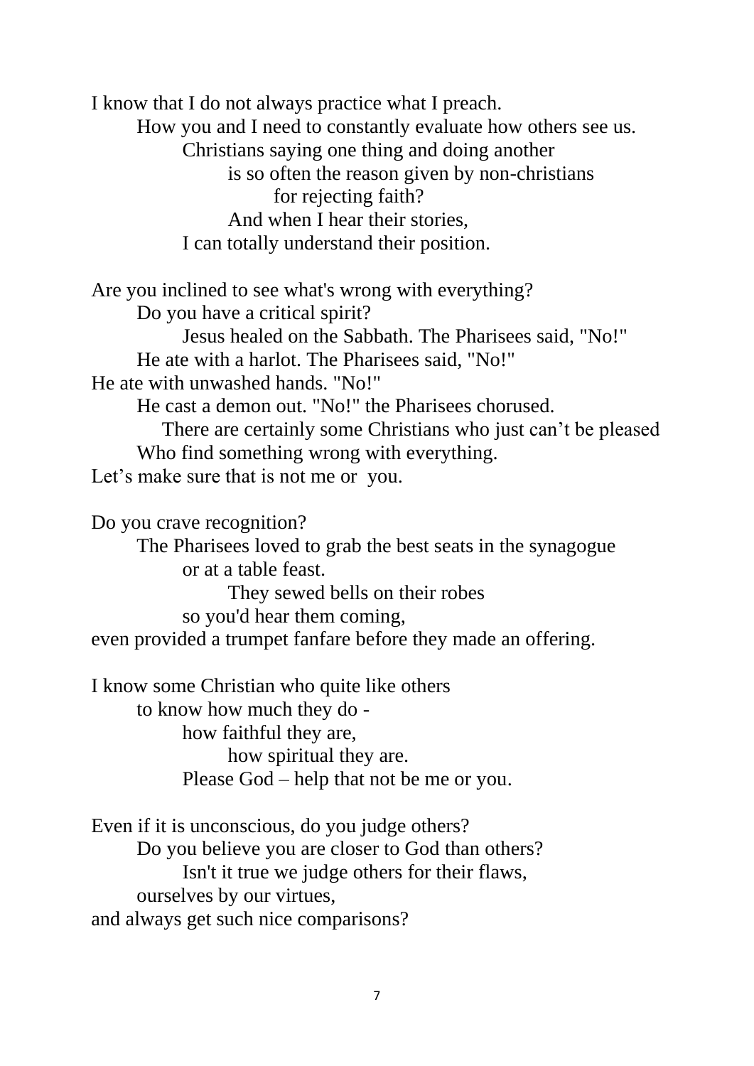I know that I do not always practice what I preach.
How you and I need to constantly evaluate how others see us.
Christians saying one thing and doing another
is so often the reason given by non-christians
for rejecting faith?
And when I hear their stories,
I can totally understand their position.

Are you inclined to see what's wrong with everything?
Do you have a critical spirit?
Jesus healed on the Sabbath. The Pharisees said, "No!"
He ate with a harlot. The Pharisees said, "No!"
He ate with unwashed hands. "No!"
He cast a demon out. "No!" the Pharisees chorused.
There are certainly some Christians who just can't be pleased
Who find something wrong with everything.
Let's make sure that is not me or you.

Do you crave recognition?
The Pharisees loved to grab the best seats in the synagogue
or at a table feast.
They sewed bells on their robes
so you'd hear them coming,
even provided a trumpet fanfare before they made an offering.

I know some Christian who quite like others
to know how much they do -
how faithful they are,
how spiritual they are.
Please God – help that not be me or you.

Even if it is unconscious, do you judge others?
Do you believe you are closer to God than others?
Isn't it true we judge others for their flaws,
ourselves by our virtues,
and always get such nice comparisons?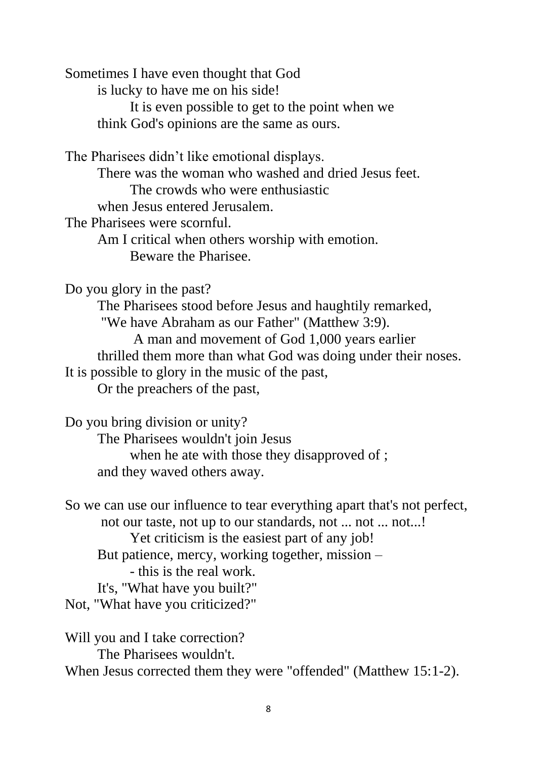Sometimes I have even thought that God
is lucky to have me on his side!
It is even possible to get to the point when we
think God's opinions are the same as ours.

The Pharisees didn't like emotional displays.
There was the woman who washed and dried Jesus feet.
The crowds who were enthusiastic
when Jesus entered Jerusalem.
The Pharisees were scornful.
Am I critical when others worship with emotion.
Beware the Pharisee.

Do you glory in the past?
The Pharisees stood before Jesus and haughtily remarked,
"We have Abraham as our Father" (Matthew 3:9).
A man and movement of God 1,000 years earlier
thrilled them more than what God was doing under their noses.
It is possible to glory in the music of the past,
Or the preachers of the past,

Do you bring division or unity?
The Pharisees wouldn't join Jesus
when he ate with those they disapproved of ;
and they waved others away.

So we can use our influence to tear everything apart that's not perfect,
not our taste, not up to our standards, not ... not ... not...!
Yet criticism is the easiest part of any job!
But patience, mercy, working together, mission –
- this is the real work.
It's, "What have you built?"
Not, "What have you criticized?"

Will you and I take correction?
The Pharisees wouldn't.
When Jesus corrected them they were "offended" (Matthew 15:1-2).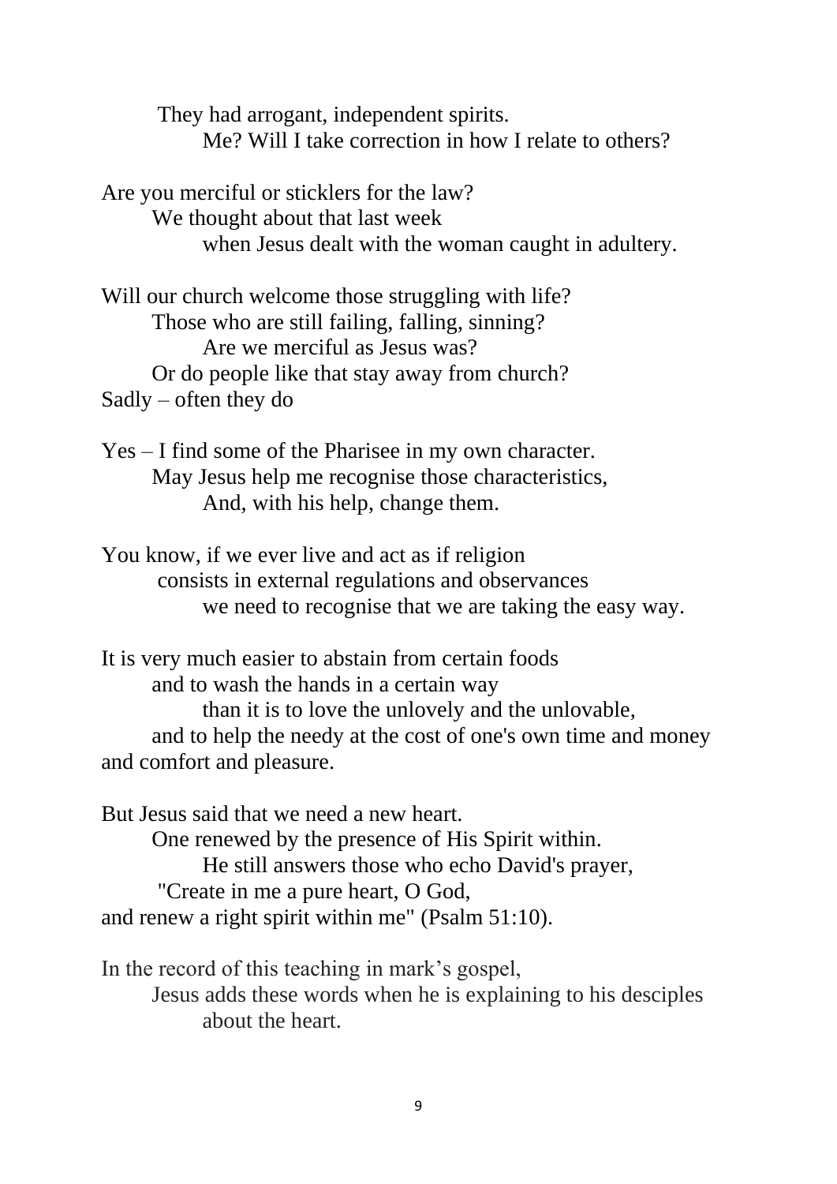They had arrogant, independent spirits.
Me? Will I take correction in how I relate to others?

Are you merciful or sticklers for the law?
We thought about that last week
when Jesus dealt with the woman caught in adultery.

Will our church welcome those struggling with life?
Those who are still failing, falling, sinning?
Are we merciful as Jesus was?
Or do people like that stay away from church?
Sadly – often they do

Yes – I find some of the Pharisee in my own character.
May Jesus help me recognise those characteristics,
And, with his help, change them.

You know, if we ever live and act as if religion
consists in external regulations and observances
we need to recognise that we are taking the easy way.

It is very much easier to abstain from certain foods
and to wash the hands in a certain way
than it is to love the unlovely and the unlovable,
and to help the needy at the cost of one's own time and money
and comfort and pleasure.

But Jesus said that we need a new heart.
One renewed by the presence of His Spirit within.
He still answers those who echo David's prayer,
"Create in me a pure heart, O God,
and renew a right spirit within me" (Psalm 51:10).

In the record of this teaching in mark's gospel,
Jesus adds these words when he is explaining to his desciples
about the heart.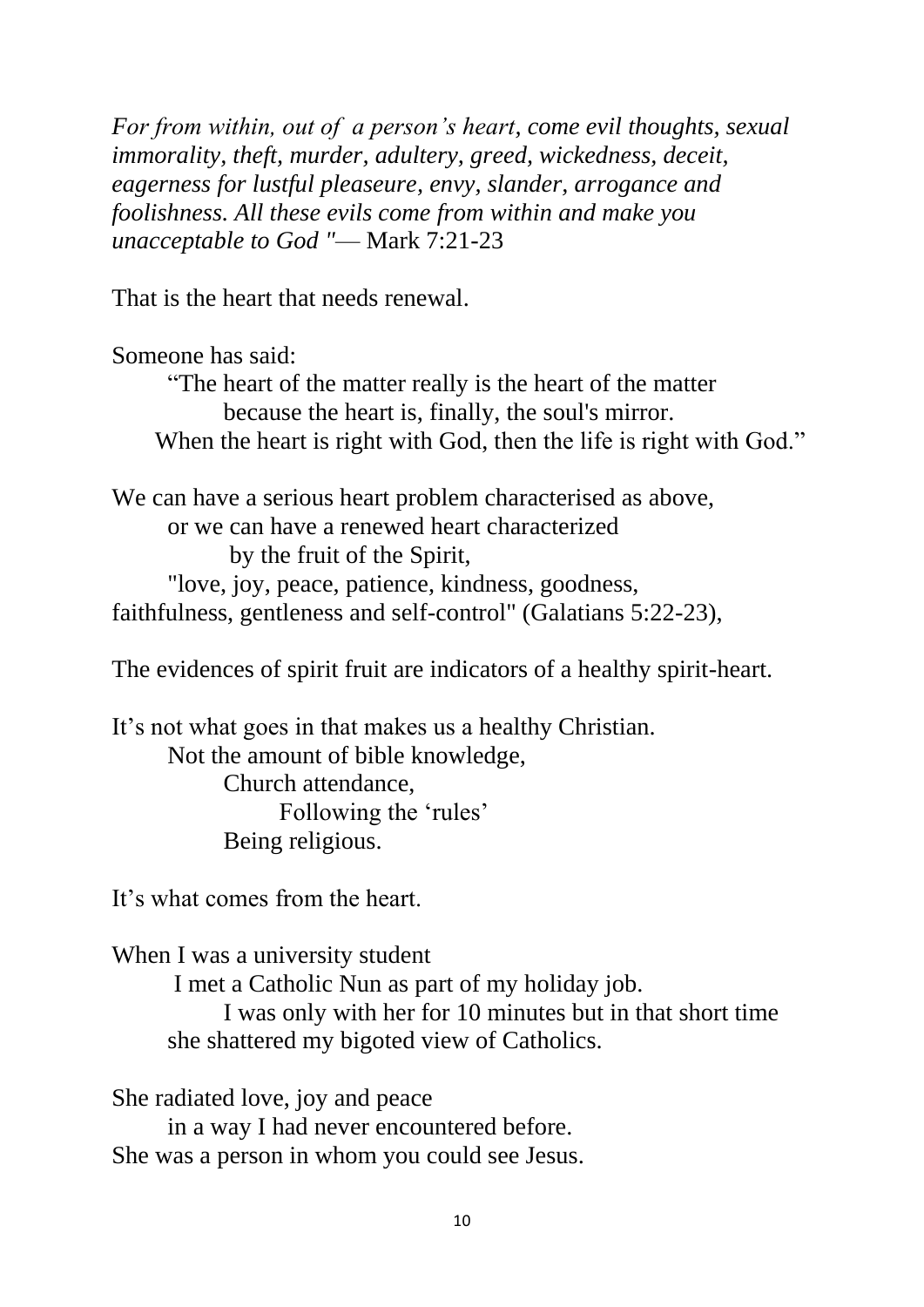*For from within, out of a person's heart, come evil thoughts, sexual immorality, theft, murder, adultery, greed, wickedness, deceit, eagerness for lustful pleaseure, envy, slander, arrogance and foolishness. All these evils come from within and make you unacceptable to God "*— Mark 7:21-23

That is the heart that needs renewal.

Someone has said:

"The heart of the matter really is the heart of the matter
because the heart is, finally, the soul's mirror.
When the heart is right with God, then the life is right with God."

We can have a serious heart problem characterised as above,
or we can have a renewed heart characterized
by the fruit of the Spirit,
"love, joy, peace, patience, kindness, goodness,
faithfulness, gentleness and self-control" (Galatians 5:22-23),

The evidences of spirit fruit are indicators of a healthy spirit-heart.

It's not what goes in that makes us a healthy Christian.
Not the amount of bible knowledge,
Church attendance,
Following the 'rules'
Being religious.

It's what comes from the heart.

When I was a university student
I met a Catholic Nun as part of my holiday job.
I was only with her for 10 minutes but in that short time
she shattered my bigoted view of Catholics.

She radiated love, joy and peace
in a way I had never encountered before.
She was a person in whom you could see Jesus.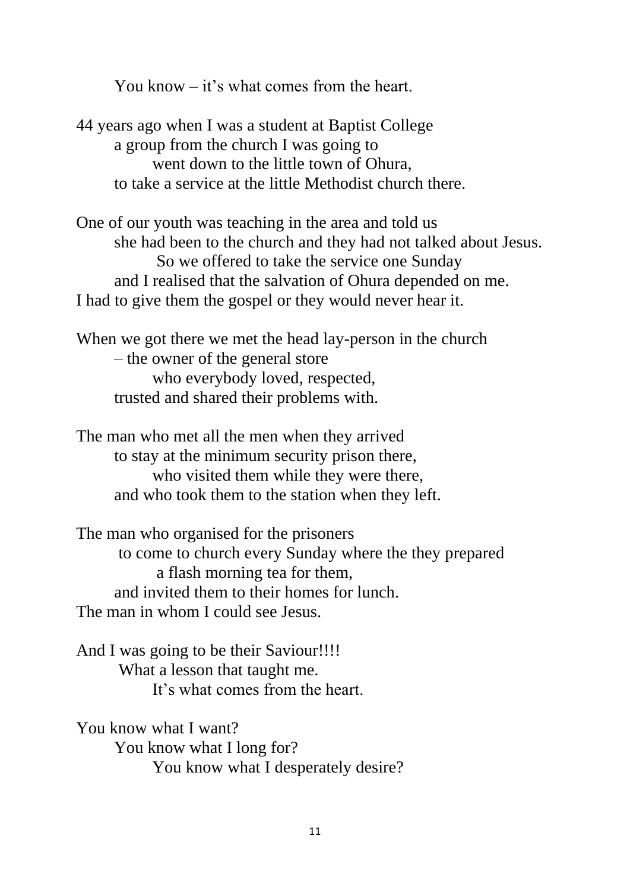You know – it's what comes from the heart.

44 years ago when I was a student at Baptist College
a group from the church I was going to
went down to the little town of Ohura,
to take a service at the little Methodist church there.

One of our youth was teaching in the area and told us
she had been to the church and they had not talked about Jesus.
So we offered to take the service one Sunday
and I realised that the salvation of Ohura depended on me.
I had to give them the gospel or they would never hear it.

When we got there we met the head lay-person in the church
– the owner of the general store
who everybody loved, respected,
trusted and shared their problems with.

The man who met all the men when they arrived
to stay at the minimum security prison there,
who visited them while they were there,
and who took them to the station when they left.

The man who organised for the prisoners
to come to church every Sunday where the they prepared
a flash morning tea for them,
and invited them to their homes for lunch.
The man in whom I could see Jesus.

And I was going to be their Saviour!!!!
What a lesson that taught me.
It's what comes from the heart.

You know what I want?
You know what I long for?
You know what I desperately desire?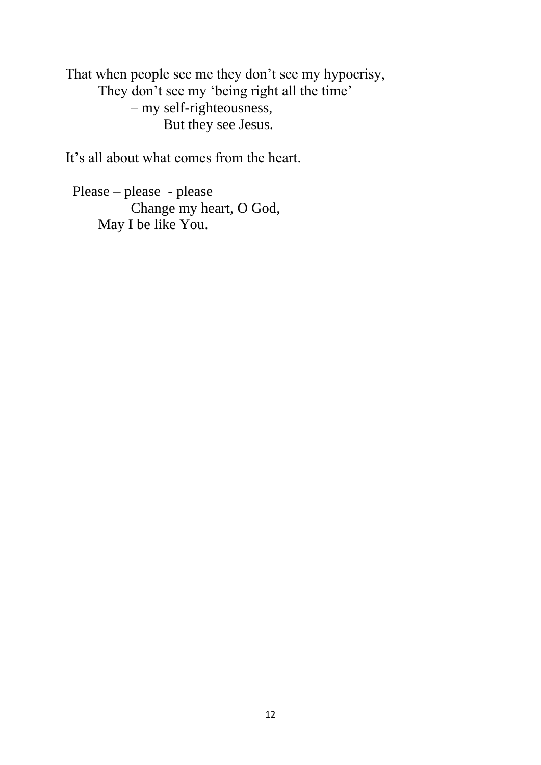That when people see me they don’t see my hypocrisy,
They don’t see my ‘being right all the time’
– my self-righteousness,
But they see Jesus.

It’s all about what comes from the heart.

Please – please - please
Change my heart, O God,
May I be like You.